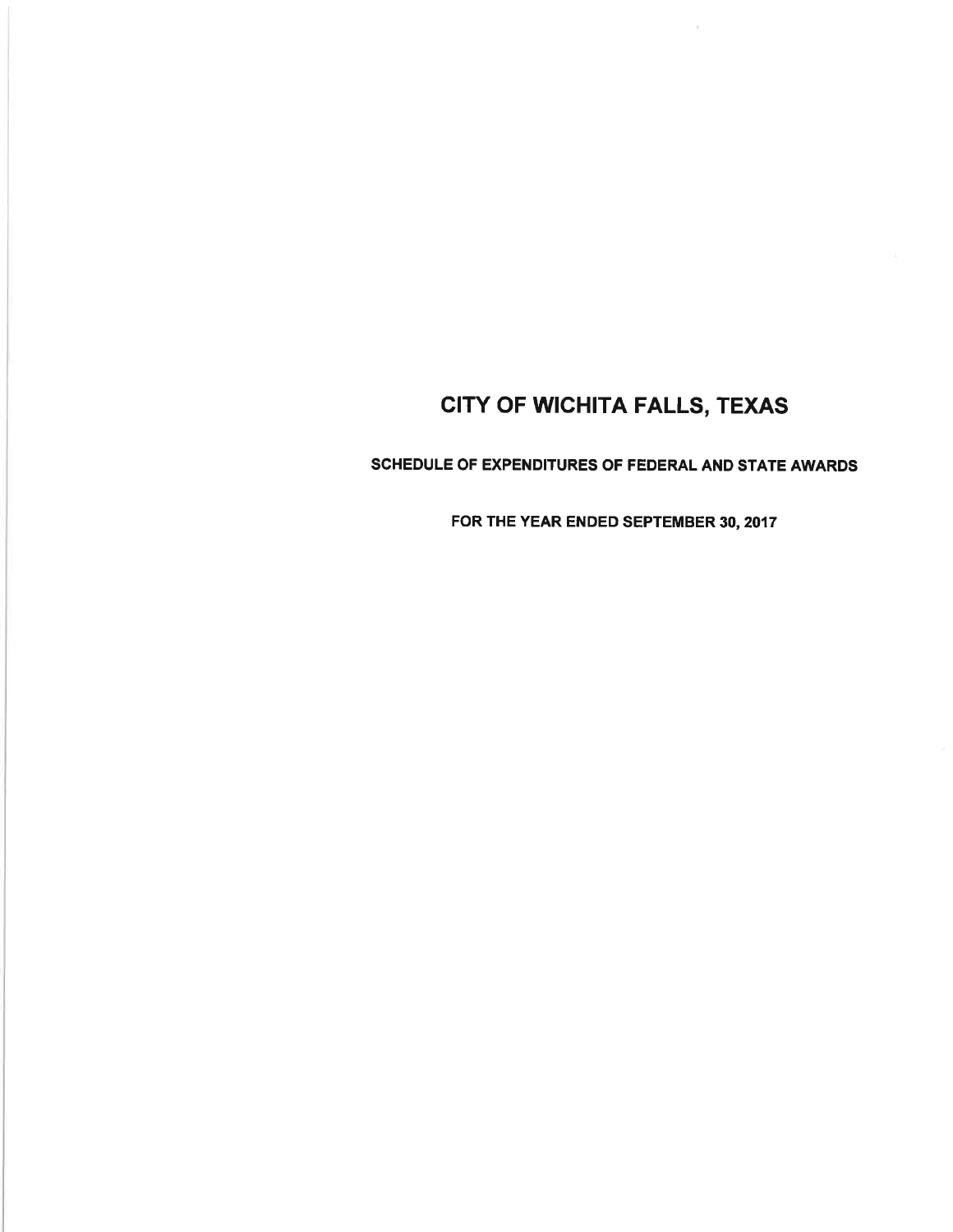# CITY OF WICHITA FALLS, TEXAS

## SCHEDULE OF EXPENDITURES OF FEDERAL AND STATE AWARDS

### FOR THE YEAR ENDED SEPTEMBER 30, 2017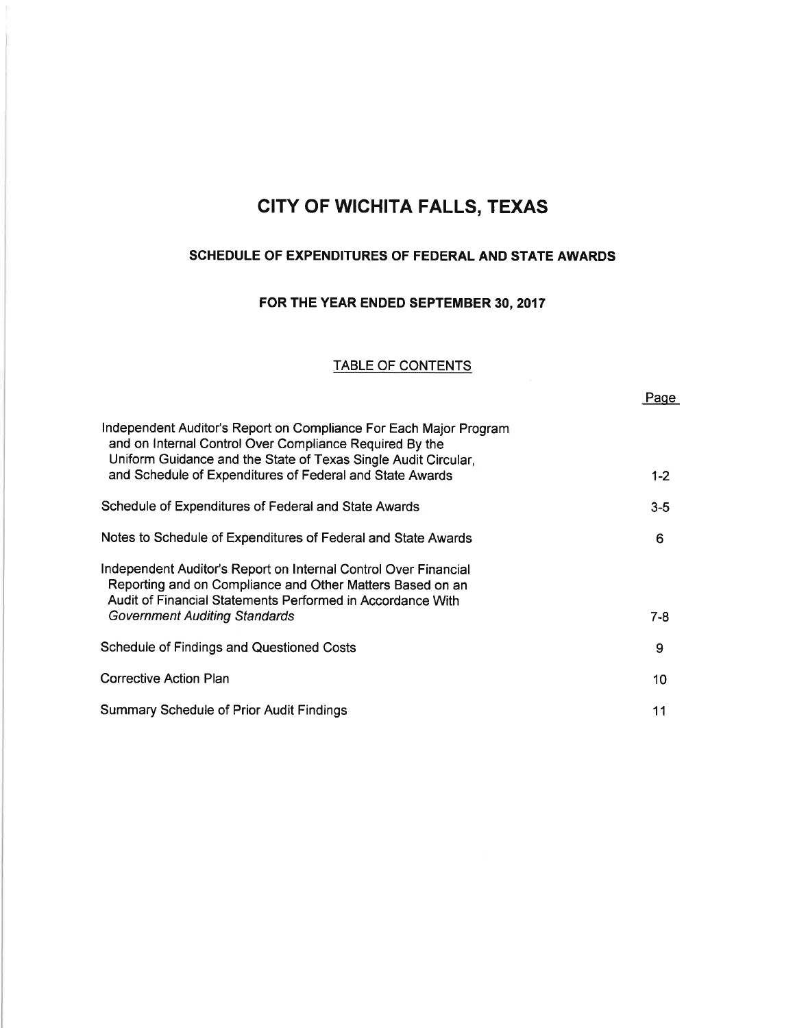# CITY OF WICHITA FALLS, TEXAS

## SCHEDULE OF EXPENDITURES OF FEDERAL AND STATE AWARDS

### FOR THE YEAR ENDED SEPTEMBER 30, 2017

TABLE OF CONTENTS

| | Page |
|---|---|
| Independent Auditor's Report on Compliance For Each Major Program and on Internal Control Over Compliance Required By the Uniform Guidance and the State of Texas Single Audit Circular, and Schedule of Expenditures of Federal and State Awards | 1-2 |
| Schedule of Expenditures of Federal and State Awards | 3-5 |
| Notes to Schedule of Expenditures of Federal and State Awards | 6 |
| Independent Auditor's Report on Internal Control Over Financial Reporting and on Compliance and Other Matters Based on an Audit of Financial Statements Performed in Accordance With *Government Auditing Standards* | 7-8 |
| Schedule of Findings and Questioned Costs | 9 |
| Corrective Action Plan | 10 |
| Summary Schedule of Prior Audit Findings | 11 |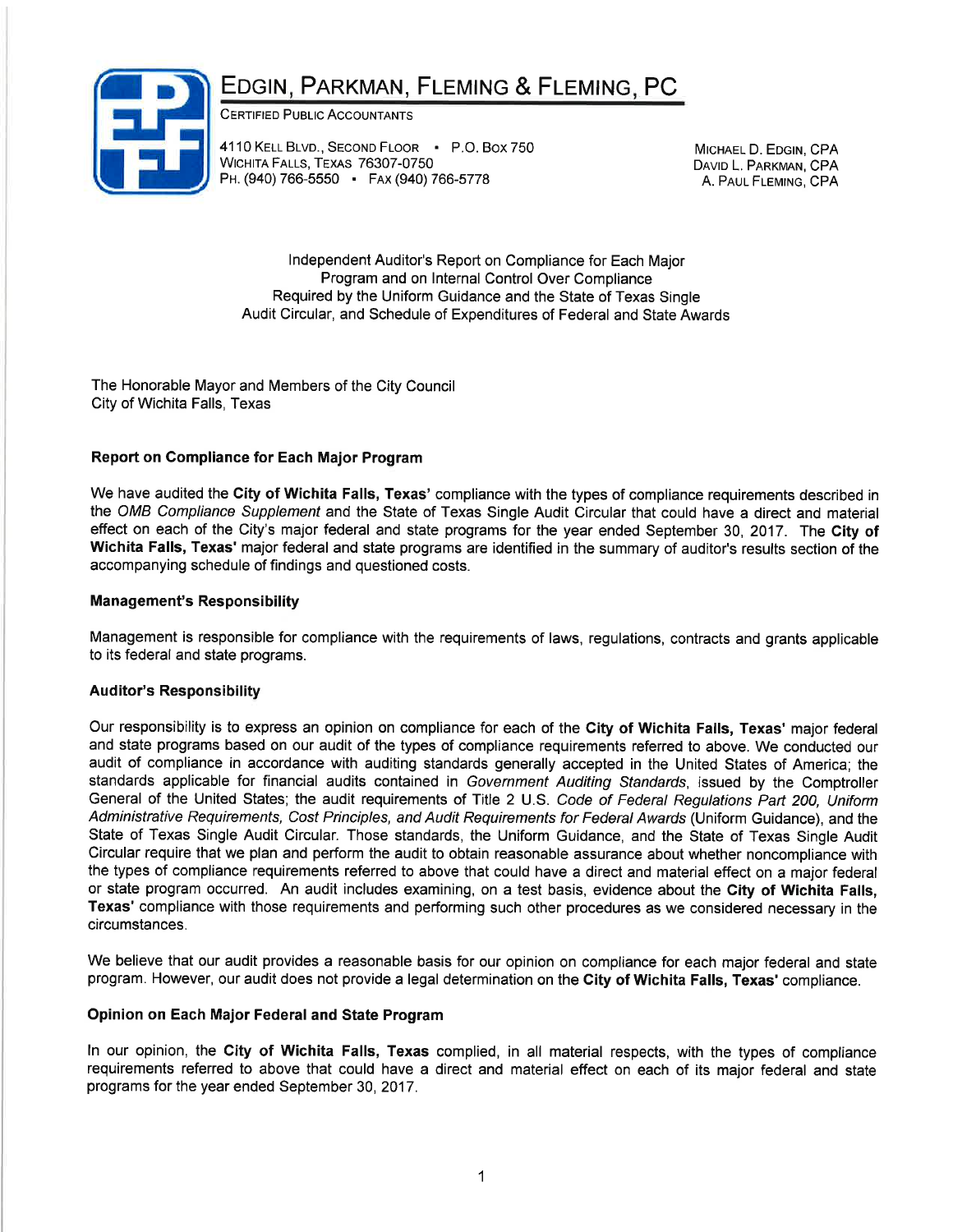# Edgin, Parkman, Fleming & Fleming, PC

Certified Public Accountants

4110 Kell Blvd., Second Floor • P.O. Box 750
Wichita Falls, Texas 76307-0750
Ph. (940) 766-5550 • Fax (940) 766-5778

Michael D. Edgin, CPA
David L. Parkman, CPA
A. Paul Fleming, CPA

## Independent Auditor's Report on Compliance for Each Major Program and on Internal Control Over Compliance Required by the Uniform Guidance and the State of Texas Single Audit Circular, and Schedule of Expenditures of Federal and State Awards

The Honorable Mayor and Members of the City Council
City of Wichita Falls, Texas

### Report on Compliance for Each Major Program

We have audited the **City of Wichita Falls, Texas'** compliance with the types of compliance requirements described in the *OMB Compliance Supplement* and the State of Texas Single Audit Circular that could have a direct and material effect on each of the City's major federal and state programs for the year ended September 30, 2017. The **City of Wichita Falls, Texas'** major federal and state programs are identified in the summary of auditor's results section of the accompanying schedule of findings and questioned costs.

### Management's Responsibility

Management is responsible for compliance with the requirements of laws, regulations, contracts and grants applicable to its federal and state programs.

### Auditor's Responsibility

Our responsibility is to express an opinion on compliance for each of the **City of Wichita Falls, Texas'** major federal and state programs based on our audit of the types of compliance requirements referred to above. We conducted our audit of compliance in accordance with auditing standards generally accepted in the United States of America; the standards applicable for financial audits contained in *Government Auditing Standards*, issued by the Comptroller General of the United States; the audit requirements of Title 2 U.S. *Code of Federal Regulations Part 200, Uniform Administrative Requirements, Cost Principles, and Audit Requirements for Federal Awards* (Uniform Guidance), and the State of Texas Single Audit Circular. Those standards, the Uniform Guidance, and the State of Texas Single Audit Circular require that we plan and perform the audit to obtain reasonable assurance about whether noncompliance with the types of compliance requirements referred to above that could have a direct and material effect on a major federal or state program occurred. An audit includes examining, on a test basis, evidence about the **City of Wichita Falls, Texas'** compliance with those requirements and performing such other procedures as we considered necessary in the circumstances.

We believe that our audit provides a reasonable basis for our opinion on compliance for each major federal and state program. However, our audit does not provide a legal determination on the **City of Wichita Falls, Texas'** compliance.

### Opinion on Each Major Federal and State Program

In our opinion, the **City of Wichita Falls, Texas** complied, in all material respects, with the types of compliance requirements referred to above that could have a direct and material effect on each of its major federal and state programs for the year ended September 30, 2017.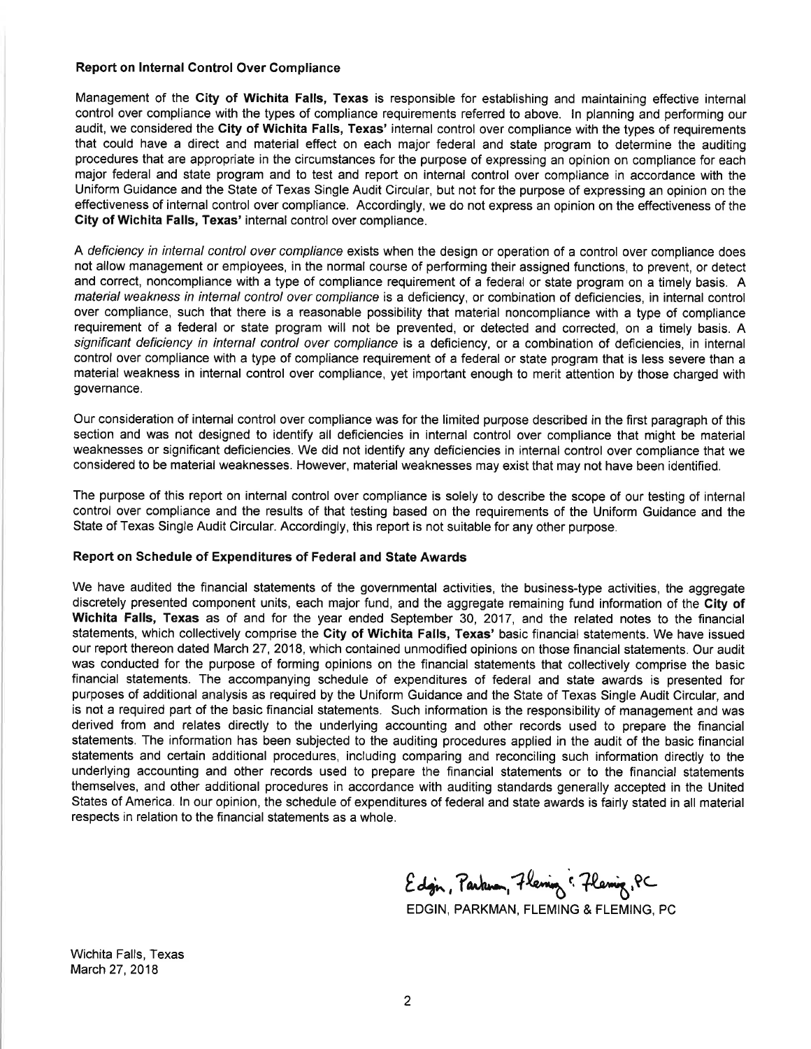### Report on Internal Control Over Compliance

Management of the **City of Wichita Falls, Texas** is responsible for establishing and maintaining effective internal control over compliance with the types of compliance requirements referred to above. In planning and performing our audit, we considered the **City of Wichita Falls, Texas'** internal control over compliance with the types of requirements that could have a direct and material effect on each major federal and state program to determine the auditing procedures that are appropriate in the circumstances for the purpose of expressing an opinion on compliance for each major federal and state program and to test and report on internal control over compliance in accordance with the Uniform Guidance and the State of Texas Single Audit Circular, but not for the purpose of expressing an opinion on the effectiveness of internal control over compliance. Accordingly, we do not express an opinion on the effectiveness of the **City of Wichita Falls, Texas'** internal control over compliance.

A *deficiency in internal control over compliance* exists when the design or operation of a control over compliance does not allow management or employees, in the normal course of performing their assigned functions, to prevent, or detect and correct, noncompliance with a type of compliance requirement of a federal or state program on a timely basis. A *material weakness in internal control over compliance* is a deficiency, or combination of deficiencies, in internal control over compliance, such that there is a reasonable possibility that material noncompliance with a type of compliance requirement of a federal or state program will not be prevented, or detected and corrected, on a timely basis. A *significant deficiency in internal control over compliance* is a deficiency, or a combination of deficiencies, in internal control over compliance with a type of compliance requirement of a federal or state program that is less severe than a material weakness in internal control over compliance, yet important enough to merit attention by those charged with governance.

Our consideration of internal control over compliance was for the limited purpose described in the first paragraph of this section and was not designed to identify all deficiencies in internal control over compliance that might be material weaknesses or significant deficiencies. We did not identify any deficiencies in internal control over compliance that we considered to be material weaknesses. However, material weaknesses may exist that may not have been identified.

The purpose of this report on internal control over compliance is solely to describe the scope of our testing of internal control over compliance and the results of that testing based on the requirements of the Uniform Guidance and the State of Texas Single Audit Circular. Accordingly, this report is not suitable for any other purpose.

### Report on Schedule of Expenditures of Federal and State Awards

We have audited the financial statements of the governmental activities, the business-type activities, the aggregate discretely presented component units, each major fund, and the aggregate remaining fund information of the **City of Wichita Falls, Texas** as of and for the year ended September 30, 2017, and the related notes to the financial statements, which collectively comprise the **City of Wichita Falls, Texas'** basic financial statements. We have issued our report thereon dated March 27, 2018, which contained unmodified opinions on those financial statements. Our audit was conducted for the purpose of forming opinions on the financial statements that collectively comprise the basic financial statements. The accompanying schedule of expenditures of federal and state awards is presented for purposes of additional analysis as required by the Uniform Guidance and the State of Texas Single Audit Circular, and is not a required part of the basic financial statements. Such information is the responsibility of management and was derived from and relates directly to the underlying accounting and other records used to prepare the financial statements. The information has been subjected to the auditing procedures applied in the audit of the basic financial statements and certain additional procedures, including comparing and reconciling such information directly to the underlying accounting and other records used to prepare the financial statements or to the financial statements themselves, and other additional procedures in accordance with auditing standards generally accepted in the United States of America. In our opinion, the schedule of expenditures of federal and state awards is fairly stated in all material respects in relation to the financial statements as a whole.

Edgin, Parkman, Fleming & Fleming, PC

EDGIN, PARKMAN, FLEMING & FLEMING, PC

Wichita Falls, Texas
March 27, 2018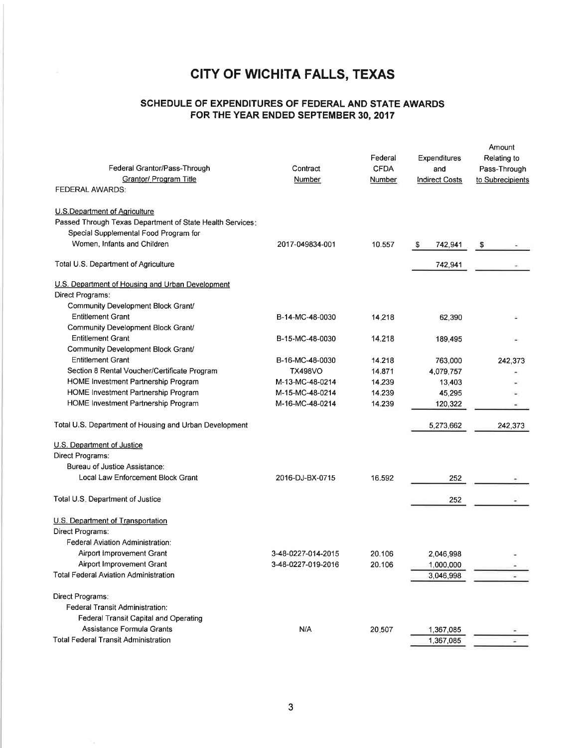# CITY OF WICHITA FALLS, TEXAS

## SCHEDULE OF EXPENDITURES OF FEDERAL AND STATE AWARDS FOR THE YEAR ENDED SEPTEMBER 30, 2017

| Federal Grantor/Pass-Through Grantor/ Program Title | Contract Number | Federal CFDA Number | Expenditures and Indirect Costs | Amount Relating to Pass-Through to Subrecipients |
|---|---|---|---|---|
| FEDERAL AWARDS: | | | | |
| U.S.Department of Agriculture | | | | |
| Passed Through Texas Department of State Health Services: | | | | |
| Special Supplemental Food Program for Women, Infants and Children | 2017-049834-001 | 10.557 | $ 742,941 | $ - |
| Total U.S. Department of Agriculture | | | 742,941 | - |
| U.S. Department of Housing and Urban Development | | | | |
| Direct Programs: | | | | |
| Community Development Block Grant/ Entitlement Grant | B-14-MC-48-0030 | 14.218 | 62,390 | - |
| Community Development Block Grant/ Entitlement Grant | B-15-MC-48-0030 | 14.218 | 189,495 | - |
| Community Development Block Grant/ Entitlement Grant | B-16-MC-48-0030 | 14.218 | 763,000 | 242,373 |
| Section 8 Rental Voucher/Certificate Program | TX498VO | 14.871 | 4,079,757 | - |
| HOME Investment Partnership Program | M-13-MC-48-0214 | 14.239 | 13,403 | - |
| HOME Investment Partnership Program | M-15-MC-48-0214 | 14.239 | 45,295 | - |
| HOME Investment Partnership Program | M-16-MC-48-0214 | 14.239 | 120,322 | - |
| Total U.S. Department of Housing and Urban Development | | | 5,273,662 | 242,373 |
| U.S. Department of Justice | | | | |
| Direct Programs: | | | | |
| Bureau of Justice Assistance: | | | | |
| Local Law Enforcement Block Grant | 2016-DJ-BX-0715 | 16.592 | 252 | - |
| Total U.S. Department of Justice | | | 252 | - |
| U.S. Department of Transportation | | | | |
| Direct Programs: | | | | |
| Federal Aviation Administration: | | | | |
| Airport Improvement Grant | 3-48-0227-014-2015 | 20.106 | 2,046,998 | - |
| Airport Improvement Grant | 3-48-0227-019-2016 | 20.106 | 1,000,000 | - |
| Total Federal Aviation Administration | | | 3,046,998 | - |
| Direct Programs: | | | | |
| Federal Transit Administration: | | | | |
| Federal Transit Capital and Operating Assistance Formula Grants | N/A | 20.507 | 1,367,085 | - |
| Total Federal Transit Administration | | | 1,367,085 | - |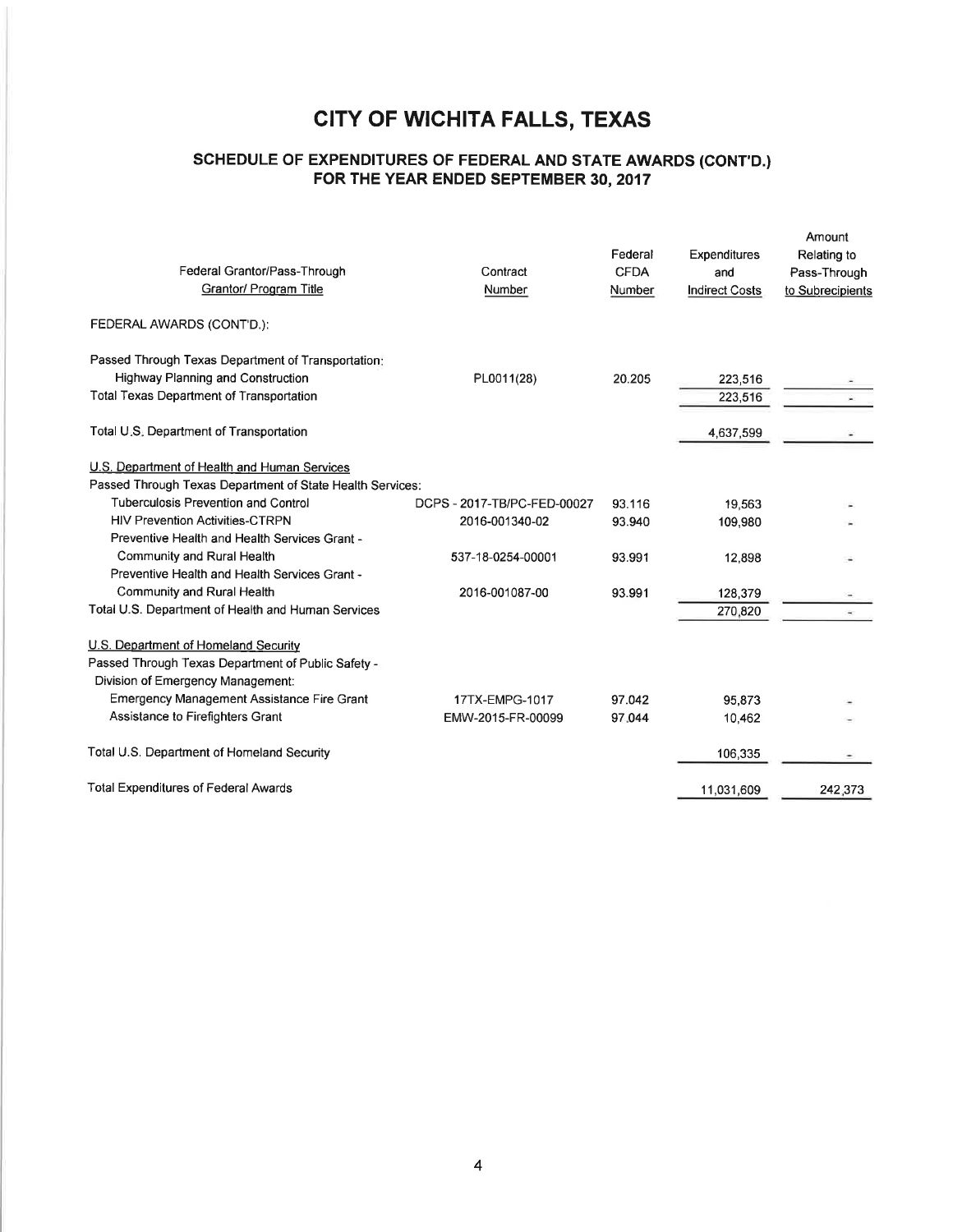# CITY OF WICHITA FALLS, TEXAS

## SCHEDULE OF EXPENDITURES OF FEDERAL AND STATE AWARDS (CONT'D.)
## FOR THE YEAR ENDED SEPTEMBER 30, 2017

| Federal Grantor/Pass-Through Grantor/ Program Title | Contract Number | Federal CFDA Number | Expenditures and Indirect Costs | Amount Relating to Pass-Through to Subrecipients |
|---|---|---|---|---|
| FEDERAL AWARDS (CONT'D.): | | | | |
| Passed Through Texas Department of Transportation: | | | | |
| Highway Planning and Construction | PL0011(28) | 20.205 | 223,516 | - |
| Total Texas Department of Transportation | | | 223,516 | - |
| Total U.S. Department of Transportation | | | 4,637,599 | - |
| U.S. Department of Health and Human Services | | | | |
| Passed Through Texas Department of State Health Services: | | | | |
| Tuberculosis Prevention and Control | DCPS - 2017-TB/PC-FED-00027 | 93.116 | 19,563 | - |
| HIV Prevention Activities-CTRPN | 2016-001340-02 | 93.940 | 109,980 | - |
| Preventive Health and Health Services Grant - Community and Rural Health | 537-18-0254-00001 | 93.991 | 12,898 | - |
| Preventive Health and Health Services Grant - Community and Rural Health | 2016-001087-00 | 93.991 | 128,379 | - |
| Total U.S. Department of Health and Human Services | | | 270,820 | - |
| U.S. Department of Homeland Security | | | | |
| Passed Through Texas Department of Public Safety - Division of Emergency Management: | | | | |
| Emergency Management Assistance Fire Grant | 17TX-EMPG-1017 | 97.042 | 95,873 | - |
| Assistance to Firefighters Grant | EMW-2015-FR-00099 | 97.044 | 10,462 | - |
| Total U.S. Department of Homeland Security | | | 106,335 | - |
| Total Expenditures of Federal Awards | | | 11,031,609 | 242,373 |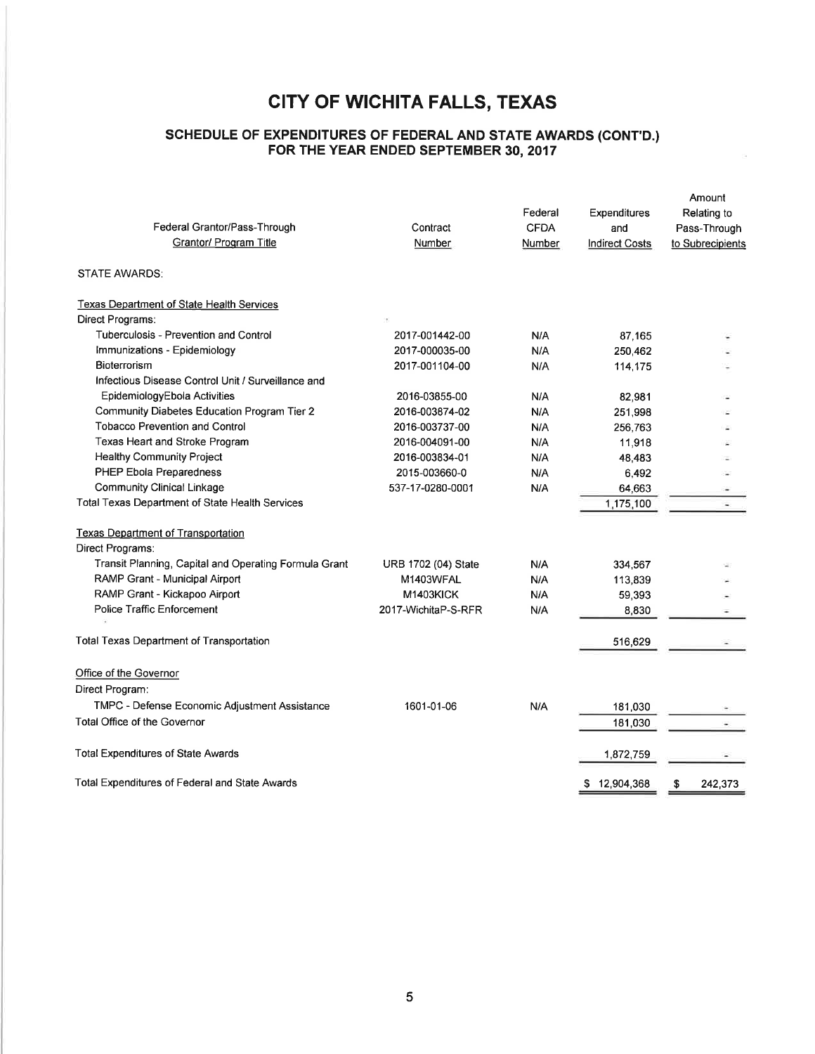# CITY OF WICHITA FALLS, TEXAS

## SCHEDULE OF EXPENDITURES OF FEDERAL AND STATE AWARDS (CONT'D.)
## FOR THE YEAR ENDED SEPTEMBER 30, 2017

| Federal Grantor/Pass-Through Grantor/ Program Title | Contract Number | Federal CFDA Number | Expenditures and Indirect Costs | Amount Relating to Pass-Through to Subrecipients |
|---|---|---|---|---|
| STATE AWARDS: | | | | |
| Texas Department of State Health Services | | | | |
| Direct Programs: | | | | |
| Tuberculosis - Prevention and Control | 2017-001442-00 | N/A | 87,165 | - |
| Immunizations - Epidemiology | 2017-000035-00 | N/A | 250,462 | - |
| Bioterrorism | 2017-001104-00 | N/A | 114,175 | - |
| Infectious Disease Control Unit / Surveillance and EpidemiologyEbola Activities | 2016-03855-00 | N/A | 82,981 | - |
| Community Diabetes Education Program Tier 2 | 2016-003874-02 | N/A | 251,998 | - |
| Tobacco Prevention and Control | 2016-003737-00 | N/A | 256,763 | - |
| Texas Heart and Stroke Program | 2016-004091-00 | N/A | 11,918 | - |
| Healthy Community Project | 2016-003834-01 | N/A | 48,483 | - |
| PHEP Ebola Preparedness | 2015-003660-0 | N/A | 6,492 | - |
| Community Clinical Linkage | 537-17-0280-0001 | N/A | 64,663 | - |
| Total Texas Department of State Health Services | | | 1,175,100 | - |
| Texas Department of Transportation | | | | |
| Direct Programs: | | | | |
| Transit Planning, Capital and Operating Formula Grant | URB 1702 (04) State | N/A | 334,567 | - |
| RAMP Grant - Municipal Airport | M1403WFAL | N/A | 113,839 | - |
| RAMP Grant - Kickapoo Airport | M1403KICK | N/A | 59,393 | - |
| Police Traffic Enforcement | 2017-WichitaP-S-RFR | N/A | 8,830 | - |
| Total Texas Department of Transportation | | | 516,629 | - |
| Office of the Governor | | | | |
| Direct Program: | | | | |
| TMPC - Defense Economic Adjustment Assistance | 1601-01-06 | N/A | 181,030 | - |
| Total Office of the Governor | | | 181,030 | - |
| Total Expenditures of State Awards | | | 1,872,759 | - |
| Total Expenditures of Federal and State Awards | | | $ 12,904,368 | $ 242,373 |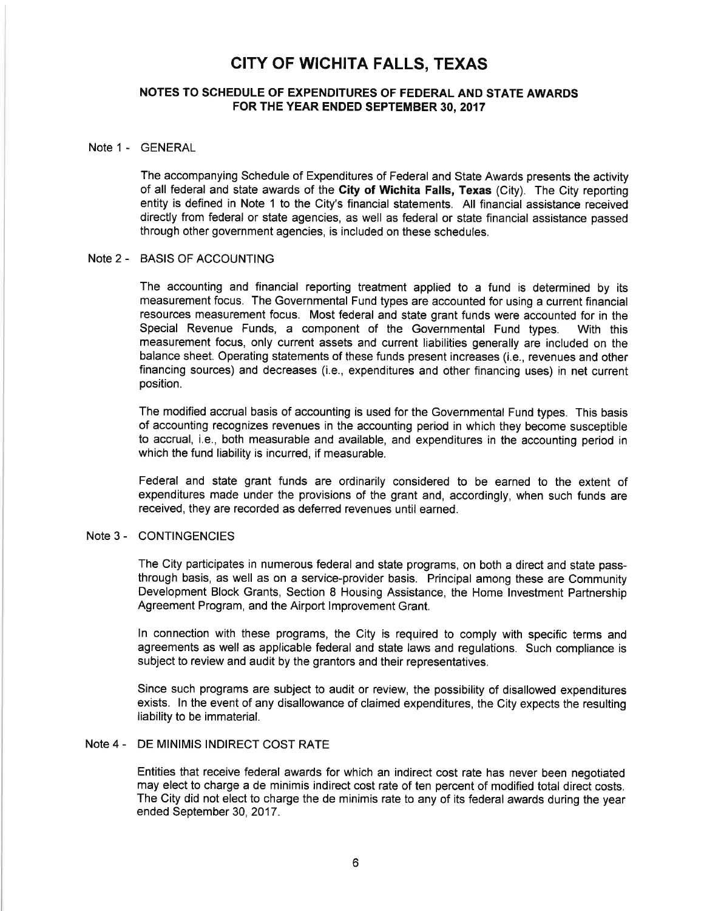# CITY OF WICHITA FALLS, TEXAS

## NOTES TO SCHEDULE OF EXPENDITURES OF FEDERAL AND STATE AWARDS FOR THE YEAR ENDED SEPTEMBER 30, 2017

### Note 1 - GENERAL

The accompanying Schedule of Expenditures of Federal and State Awards presents the activity of all federal and state awards of the **City of Wichita Falls, Texas** (City). The City reporting entity is defined in Note 1 to the City's financial statements. All financial assistance received directly from federal or state agencies, as well as federal or state financial assistance passed through other government agencies, is included on these schedules.

### Note 2 - BASIS OF ACCOUNTING

The accounting and financial reporting treatment applied to a fund is determined by its measurement focus. The Governmental Fund types are accounted for using a current financial resources measurement focus. Most federal and state grant funds were accounted for in the Special Revenue Funds, a component of the Governmental Fund types. With this measurement focus, only current assets and current liabilities generally are included on the balance sheet. Operating statements of these funds present increases (i.e., revenues and other financing sources) and decreases (i.e., expenditures and other financing uses) in net current position.

The modified accrual basis of accounting is used for the Governmental Fund types. This basis of accounting recognizes revenues in the accounting period in which they become susceptible to accrual, i.e., both measurable and available, and expenditures in the accounting period in which the fund liability is incurred, if measurable.

Federal and state grant funds are ordinarily considered to be earned to the extent of expenditures made under the provisions of the grant and, accordingly, when such funds are received, they are recorded as deferred revenues until earned.

### Note 3 - CONTINGENCIES

The City participates in numerous federal and state programs, on both a direct and state pass-through basis, as well as on a service-provider basis. Principal among these are Community Development Block Grants, Section 8 Housing Assistance, the Home Investment Partnership Agreement Program, and the Airport Improvement Grant.

In connection with these programs, the City is required to comply with specific terms and agreements as well as applicable federal and state laws and regulations. Such compliance is subject to review and audit by the grantors and their representatives.

Since such programs are subject to audit or review, the possibility of disallowed expenditures exists. In the event of any disallowance of claimed expenditures, the City expects the resulting liability to be immaterial.

### Note 4 - DE MINIMIS INDIRECT COST RATE

Entities that receive federal awards for which an indirect cost rate has never been negotiated may elect to charge a de minimis indirect cost rate of ten percent of modified total direct costs. The City did not elect to charge the de minimis rate to any of its federal awards during the year ended September 30, 2017.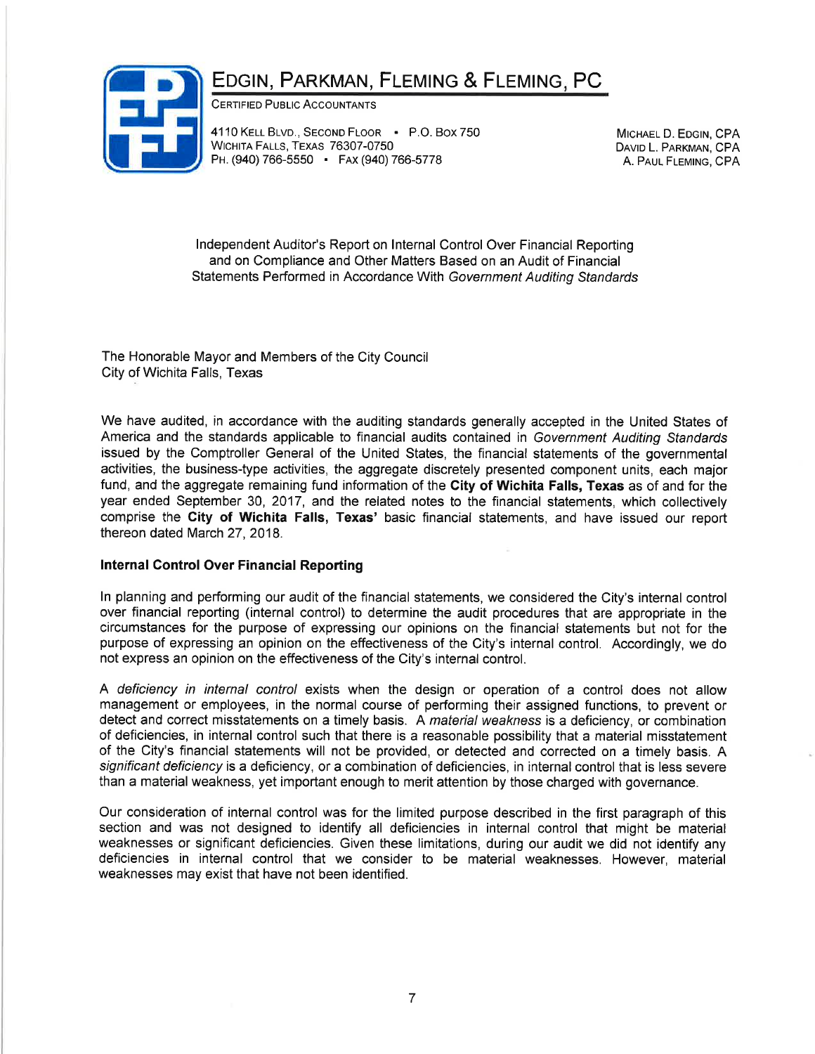# EDGIN, PARKMAN, FLEMING & FLEMING, PC

CERTIFIED PUBLIC ACCOUNTANTS

4110 KELL BLVD., SECOND FLOOR • P.O. BOX 750
WICHITA FALLS, TEXAS 76307-0750
PH. (940) 766-5550 • FAX (940) 766-5778

MICHAEL D. EDGIN, CPA
DAVID L. PARKMAN, CPA
A. PAUL FLEMING, CPA

Independent Auditor's Report on Internal Control Over Financial Reporting and on Compliance and Other Matters Based on an Audit of Financial Statements Performed in Accordance With *Government Auditing Standards*

The Honorable Mayor and Members of the City Council
City of Wichita Falls, Texas

We have audited, in accordance with the auditing standards generally accepted in the United States of America and the standards applicable to financial audits contained in *Government Auditing Standards* issued by the Comptroller General of the United States, the financial statements of the governmental activities, the business-type activities, the aggregate discretely presented component units, each major fund, and the aggregate remaining fund information of the **City of Wichita Falls, Texas** as of and for the year ended September 30, 2017, and the related notes to the financial statements, which collectively comprise the **City of Wichita Falls, Texas'** basic financial statements, and have issued our report thereon dated March 27, 2018.

**Internal Control Over Financial Reporting**

In planning and performing our audit of the financial statements, we considered the City's internal control over financial reporting (internal control) to determine the audit procedures that are appropriate in the circumstances for the purpose of expressing our opinions on the financial statements but not for the purpose of expressing an opinion on the effectiveness of the City's internal control. Accordingly, we do not express an opinion on the effectiveness of the City's internal control.

A *deficiency in internal control* exists when the design or operation of a control does not allow management or employees, in the normal course of performing their assigned functions, to prevent or detect and correct misstatements on a timely basis. A *material weakness* is a deficiency, or combination of deficiencies, in internal control such that there is a reasonable possibility that a material misstatement of the City's financial statements will not be provided, or detected and corrected on a timely basis. A *significant deficiency* is a deficiency, or a combination of deficiencies, in internal control that is less severe than a material weakness, yet important enough to merit attention by those charged with governance.

Our consideration of internal control was for the limited purpose described in the first paragraph of this section and was not designed to identify all deficiencies in internal control that might be material weaknesses or significant deficiencies. Given these limitations, during our audit we did not identify any deficiencies in internal control that we consider to be material weaknesses. However, material weaknesses may exist that have not been identified.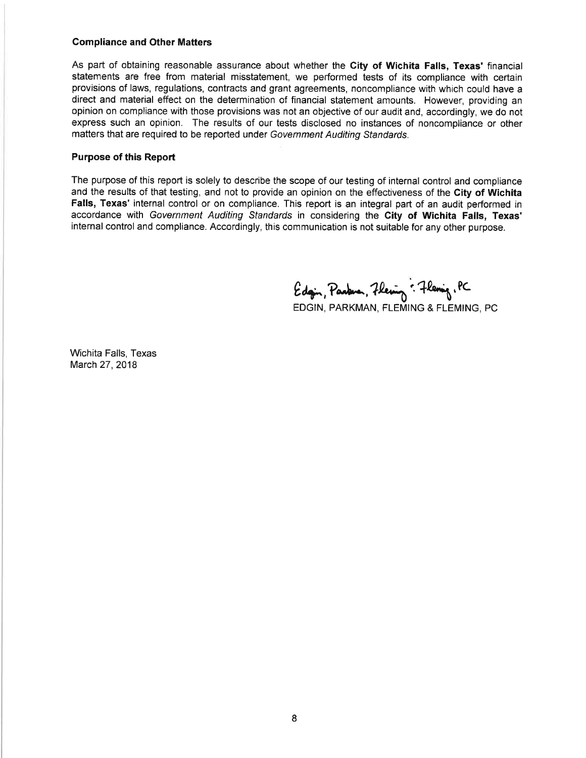**Compliance and Other Matters**

As part of obtaining reasonable assurance about whether the **City of Wichita Falls, Texas'** financial statements are free from material misstatement, we performed tests of its compliance with certain provisions of laws, regulations, contracts and grant agreements, noncompliance with which could have a direct and material effect on the determination of financial statement amounts. However, providing an opinion on compliance with those provisions was not an objective of our audit and, accordingly, we do not express such an opinion. The results of our tests disclosed no instances of noncompliance or other matters that are required to be reported under *Government Auditing Standards*.

**Purpose of this Report**

The purpose of this report is solely to describe the scope of our testing of internal control and compliance and the results of that testing, and not to provide an opinion on the effectiveness of the **City of Wichita Falls, Texas'** internal control or on compliance. This report is an integral part of an audit performed in accordance with *Government Auditing Standards* in considering the **City of Wichita Falls, Texas'** internal control and compliance. Accordingly, this communication is not suitable for any other purpose.

Edgin, Parkman, Fleming & Fleming, PC

EDGIN, PARKMAN, FLEMING & FLEMING, PC

Wichita Falls, Texas
March 27, 2018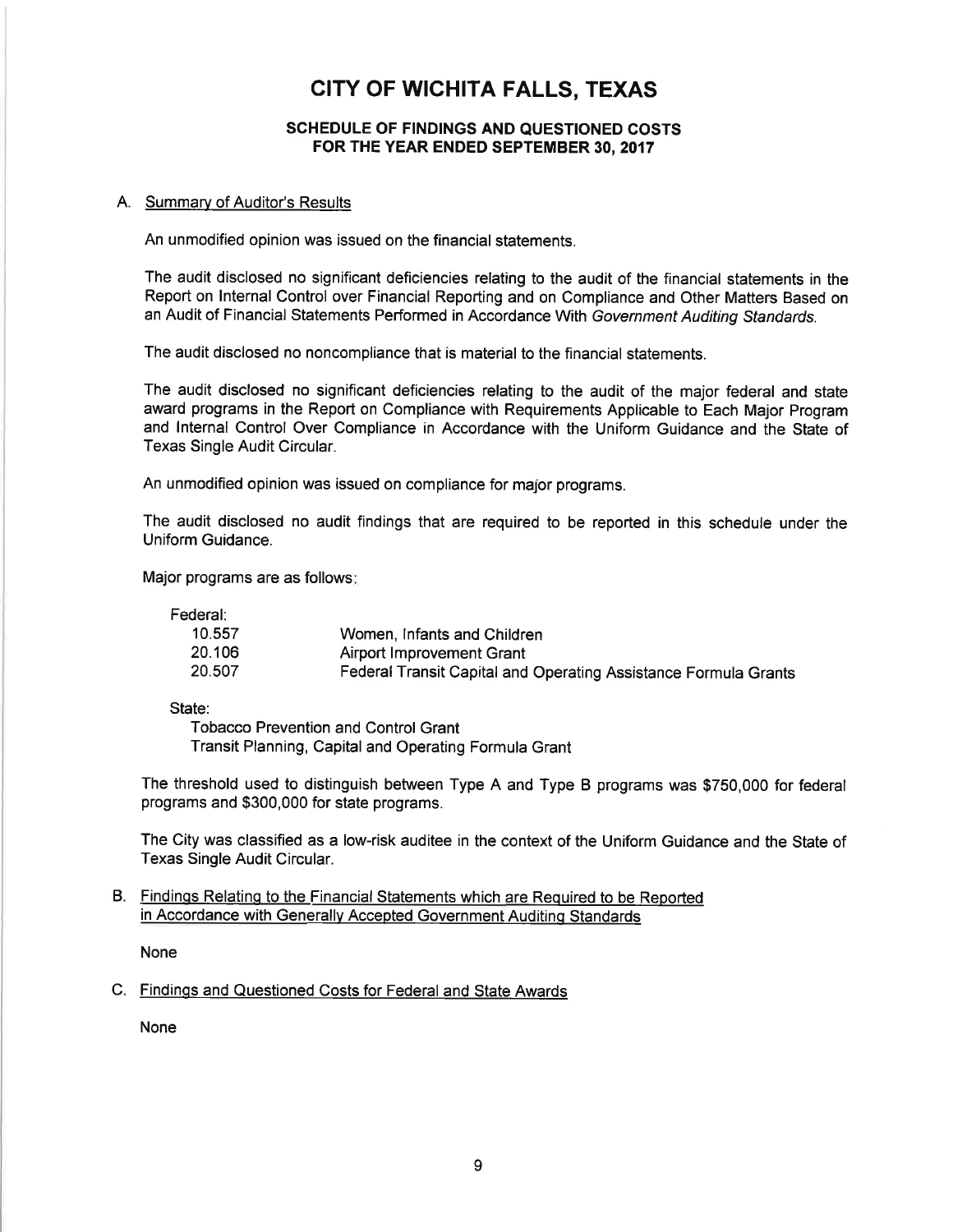# CITY OF WICHITA FALLS, TEXAS

## SCHEDULE OF FINDINGS AND QUESTIONED COSTS FOR THE YEAR ENDED SEPTEMBER 30, 2017

### A. Summary of Auditor's Results

An unmodified opinion was issued on the financial statements.

The audit disclosed no significant deficiencies relating to the audit of the financial statements in the Report on Internal Control over Financial Reporting and on Compliance and Other Matters Based on an Audit of Financial Statements Performed in Accordance With *Government Auditing Standards*.

The audit disclosed no noncompliance that is material to the financial statements.

The audit disclosed no significant deficiencies relating to the audit of the major federal and state award programs in the Report on Compliance with Requirements Applicable to Each Major Program and Internal Control Over Compliance in Accordance with the Uniform Guidance and the State of Texas Single Audit Circular.

An unmodified opinion was issued on compliance for major programs.

The audit disclosed no audit findings that are required to be reported in this schedule under the Uniform Guidance.

Major programs are as follows:

Federal:

| | |
|---|---|
| 10.557 | Women, Infants and Children |
| 20.106 | Airport Improvement Grant |
| 20.507 | Federal Transit Capital and Operating Assistance Formula Grants |

State:

Tobacco Prevention and Control Grant
Transit Planning, Capital and Operating Formula Grant

The threshold used to distinguish between Type A and Type B programs was $750,000 for federal programs and $300,000 for state programs.

The City was classified as a low-risk auditee in the context of the Uniform Guidance and the State of Texas Single Audit Circular.

### B. Findings Relating to the Financial Statements which are Required to be Reported in Accordance with Generally Accepted Government Auditing Standards

None

### C. Findings and Questioned Costs for Federal and State Awards

None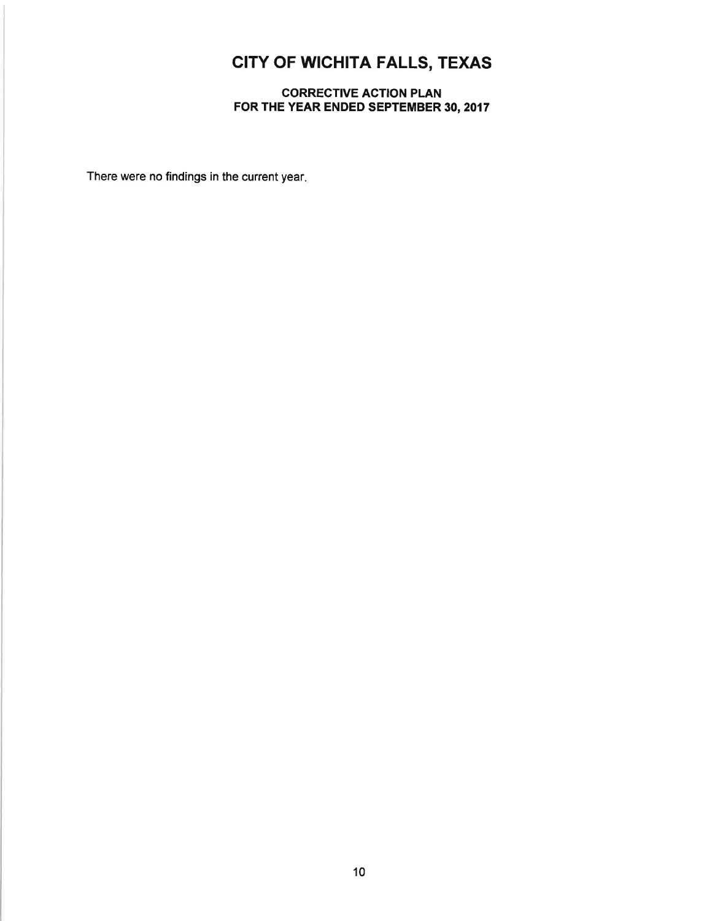# CITY OF WICHITA FALLS, TEXAS

## CORRECTIVE ACTION PLAN
## FOR THE YEAR ENDED SEPTEMBER 30, 2017

There were no findings in the current year.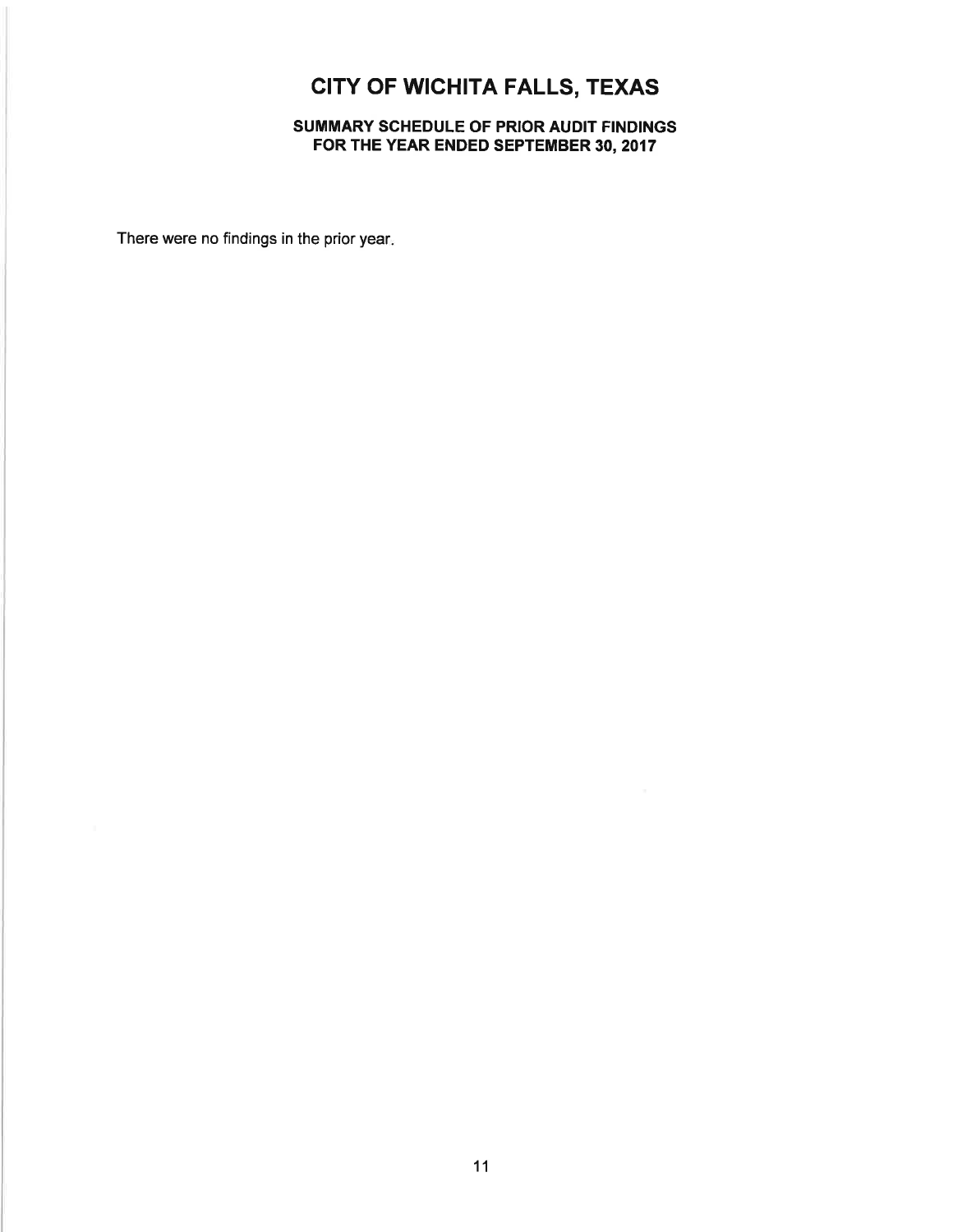# CITY OF WICHITA FALLS, TEXAS

## SUMMARY SCHEDULE OF PRIOR AUDIT FINDINGS FOR THE YEAR ENDED SEPTEMBER 30, 2017

There were no findings in the prior year.